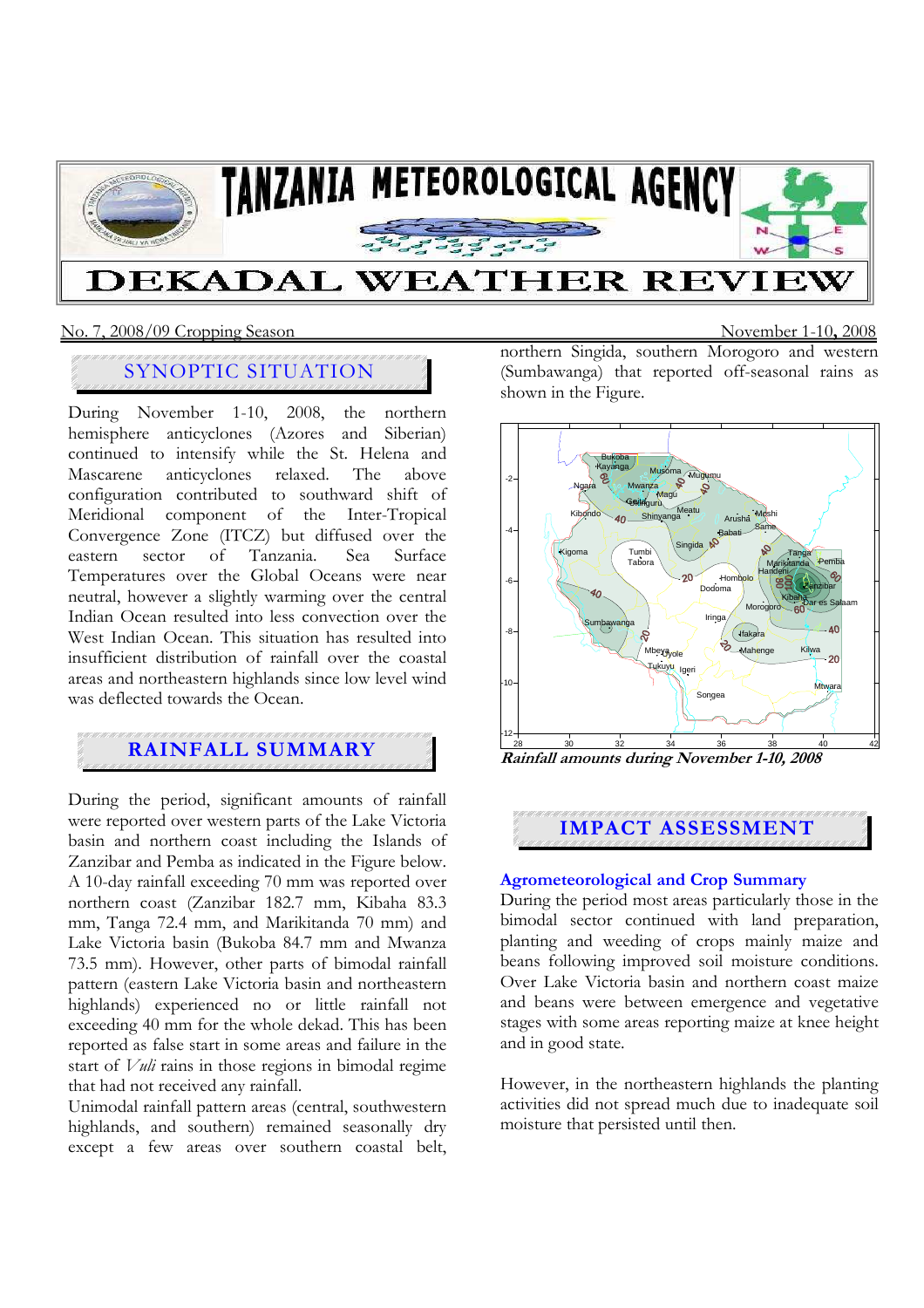# TANZANIA METEOROLOGICAL AGENCY

# DEKADAL WEATHER REVIEW

No. 7, 2008/09 Cropping Season — November 1-10, 2008

## SYNOPTIC SITUATION

During November 1-10, 2008, the northern hemisphere anticyclones (Azores and Siberian) continued to intensify while the St. Helena and Mascarene anticyclones relaxed. The above configuration contributed to southward shift of Meridional component of the Inter-Tropical Convergence Zone (ITCZ) but diffused over the eastern sector of Tanzania. Sea Surface Temperatures over the Global Oceans were near neutral, however a slightly warming over the central Indian Ocean resulted into less convection over the West Indian Ocean. This situation has resulted into insufficient distribution of rainfall over the coastal areas and northeastern highlands since low level wind was deflected towards the Ocean.

## RAINFALL SUMMARY

During the period, significant amounts of rainfall were reported over western parts of the Lake Victoria basin and northern coast including the Islands of Zanzibar and Pemba as indicated in the Figure below. A 10-day rainfall exceeding 70 mm was reported over northern coast (Zanzibar 182.7 mm, Kibaha 83.3 mm, Tanga 72.4 mm, and Marikitanda 70 mm) and Lake Victoria basin (Bukoba 84.7 mm and Mwanza 73.5 mm). However, other parts of bimodal rainfall pattern (eastern Lake Victoria basin and northeastern highlands) experienced no or little rainfall not exceeding 40 mm for the whole dekad. This has been reported as false start in some areas and failure in the start of *Vuli* rains in those regions in bimodal regime that had not received any rainfall.

Unimodal rainfall pattern areas (central, southwestern highlands, and southern) remained seasonally dry except a few areas over southern coastal belt, northern Singida, southern Morogoro and western (Sumbawanga) that reported off-seasonal rains as shown in the Figure.

***Rainfall amounts during November 1-10, 2008***

## IMPACT ASSESSMENT

### Agrometeorological and Crop Summary

During the period most areas particularly those in the bimodal sector continued with land preparation, planting and weeding of crops mainly maize and beans following improved soil moisture conditions. Over Lake Victoria basin and northern coast maize and beans were between emergence and vegetative stages with some areas reporting maize at knee height and in good state.

However, in the northeastern highlands the planting activities did not spread much due to inadequate soil moisture that persisted until then.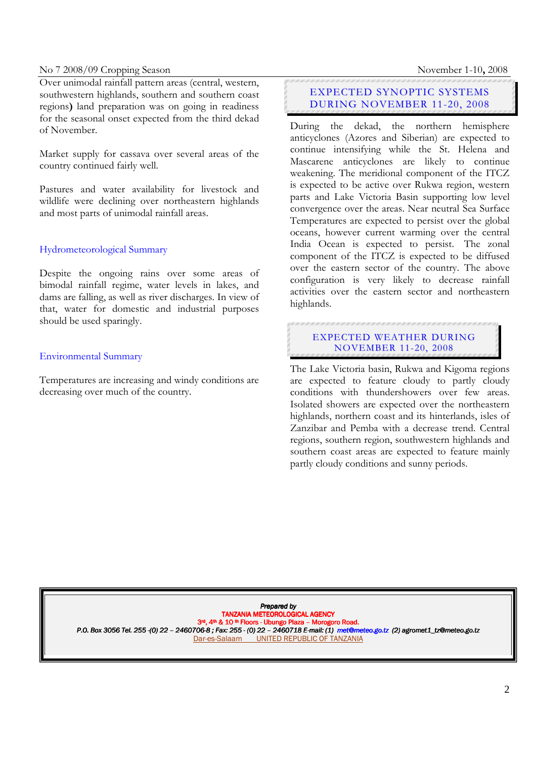Over unimodal rainfall pattern areas (central, western, southwestern highlands, southern and southern coast regions) land preparation was on going in readiness for the seasonal onset expected from the third dekad of November.

Market supply for cassava over several areas of the country continued fairly well.

Pastures and water availability for livestock and wildlife were declining over northeastern highlands and most parts of unimodal rainfall areas.

## Hydrometeorological Summary

Despite the ongoing rains over some areas of bimodal rainfall regime, water levels in lakes, and dams are falling, as well as river discharges. In view of that, water for domestic and industrial purposes should be used sparingly.

## Environmental Summary

Temperatures are increasing and windy conditions are decreasing over much of the country.

## EXPECTED SYNOPTIC SYSTEMS DURING NOVEMBER 11-20, 2008

During the dekad, the northern hemisphere anticyclones (Azores and Siberian) are expected to continue intensifying while the St. Helena and Mascarene anticyclones are likely to continue weakening. The meridional component of the ITCZ is expected to be active over Rukwa region, western parts and Lake Victoria Basin supporting low level convergence over the areas. Near neutral Sea Surface Temperatures are expected to persist over the global oceans, however current warming over the central India Ocean is expected to persist. The zonal component of the ITCZ is expected to be diffused over the eastern sector of the country. The above configuration is very likely to decrease rainfall activities over the eastern sector and northeastern highlands.

## EXPECTED WEATHER DURING NOVEMBER 11-20, 2008

The Lake Victoria basin, Rukwa and Kigoma regions are expected to feature cloudy to partly cloudy conditions with thundershowers over few areas. Isolated showers are expected over the northeastern highlands, northern coast and its hinterlands, isles of Zanzibar and Pemba with a decrease trend. Central regions, southern region, southwestern highlands and southern coast areas are expected to feature mainly partly cloudy conditions and sunny periods.

*Prepared by*
**TANZANIA METEOROLOGICAL AGENCY**
3rd, 4th & 10 th Floors - Ubungo Plaza – Morogoro Road.
P.O. Box 3056 Tel. 255 -(0) 22 – 2460706-8 ; Fax: 255 - (0) 22 – 2460718 E-mail: (1) met@meteo.go.tz (2) agromet1_tz@meteo.go.tz
Dar-es-Salaam UNITED REPUBLIC OF TANZANIA